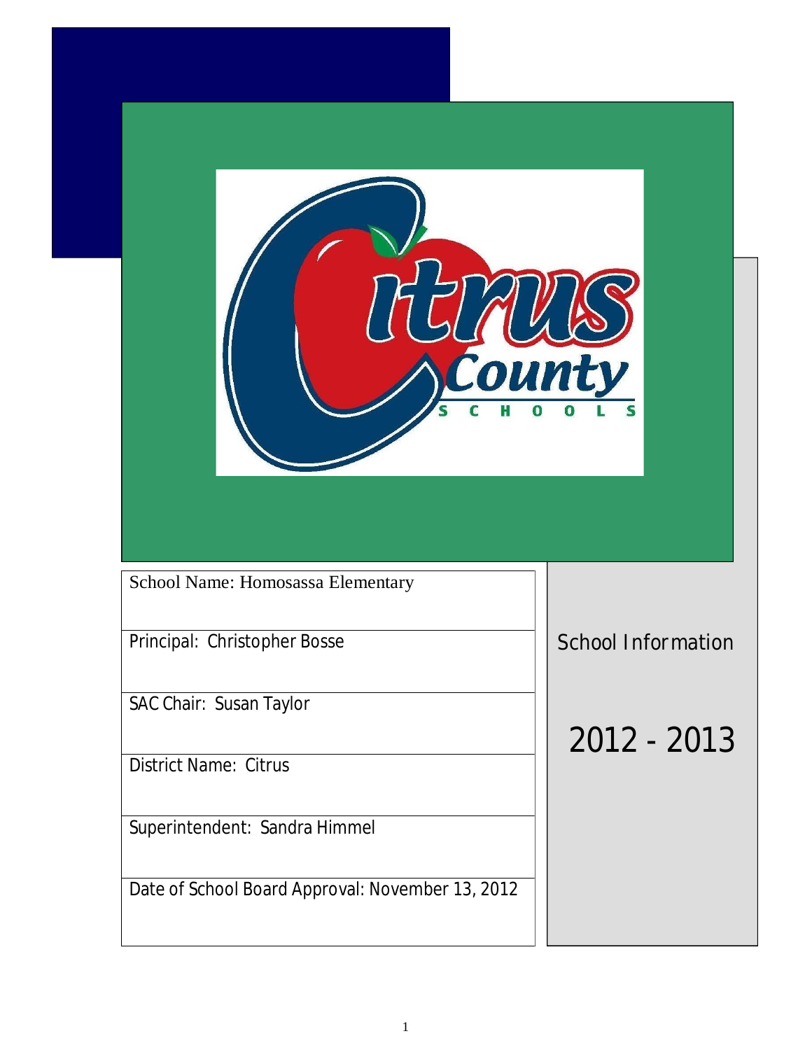School Name: Homosassa Elementary

Principal: Christopher Bosse

SAC Chair: Susan Taylor

District Name: Citrus

Superintendent: Sandra Himmel

Date of School Board Approval: November 13, 2012

School Information

2012 - 2013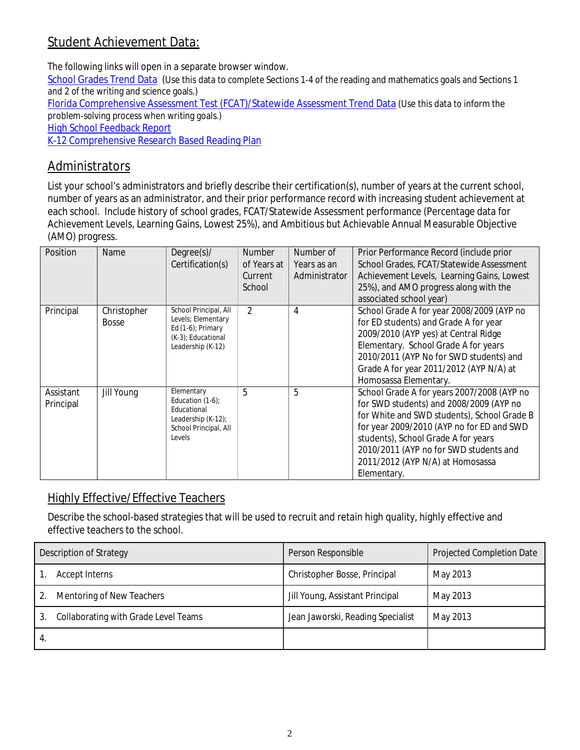## Student Achievement Data:

The following links will open in a separate browser window.

School Grades Trend Data (Use this data to complete Sections 1-4 of the reading and mathematics goals and Sections 1 and 2 of the writing and science goals.)

Florida Comprehensive Assessment Test (FCAT)/Statewide Assessment Trend Data (Use this data to inform the problem-solving process when writing goals.)

High School Feedback Report

K-12 Comprehensive Research Based Reading Plan

## Administrators

List your school's administrators and briefly describe their certification(s), number of years at the current school, number of years as an administrator, and their prior performance record with increasing student achievement at each school. Include history of school grades, FCAT/Statewide Assessment performance (Percentage data for Achievement Levels, Learning Gains, Lowest 25%), and Ambitious but Achievable Annual Measurable Objective (AMO) progress.

| Position | Name | Degree(s)/ Certification(s) | Number of Years at Current School | Number of Years as an Administrator | Prior Performance Record (include prior School Grades, FCAT/Statewide Assessment Achievement Levels, Learning Gains, Lowest 25%), and AMO progress along with the associated school year) |
|---|---|---|---|---|---|
| Principal | Christopher Bosse | School Principal, All Levels; Elementary Ed (1-6); Primary (K-3); Educational Leadership (K-12) | 2 | 4 | School Grade A for year 2008/2009 (AYP no for ED students) and Grade A for year 2009/2010 (AYP yes) at Central Ridge Elementary. School Grade A for years 2010/2011 (AYP No for SWD students) and Grade A for year 2011/2012 (AYP N/A) at Homosassa Elementary. |
| Assistant Principal | Jill Young | Elementary Education (1-6); Educational Leadership (K-12); School Principal, All Levels | 5 | 5 | School Grade A for years 2007/2008 (AYP no for SWD students) and 2008/2009 (AYP no for White and SWD students), School Grade B for year 2009/2010 (AYP no for ED and SWD students), School Grade A for years 2010/2011 (AYP no for SWD students and 2011/2012 (AYP N/A) at Homosassa Elementary. |

## Highly Effective/Effective Teachers

Describe the school-based strategies that will be used to recruit and retain high quality, highly effective and effective teachers to the school.

| Description of Strategy | Person Responsible | Projected Completion Date |
|---|---|---|
| 1. Accept Interns | Christopher Bosse, Principal | May 2013 |
| 2. Mentoring of New Teachers | Jill Young, Assistant Principal | May 2013 |
| 3. Collaborating with Grade Level Teams | Jean Jaworski, Reading Specialist | May 2013 |
| 4. | | |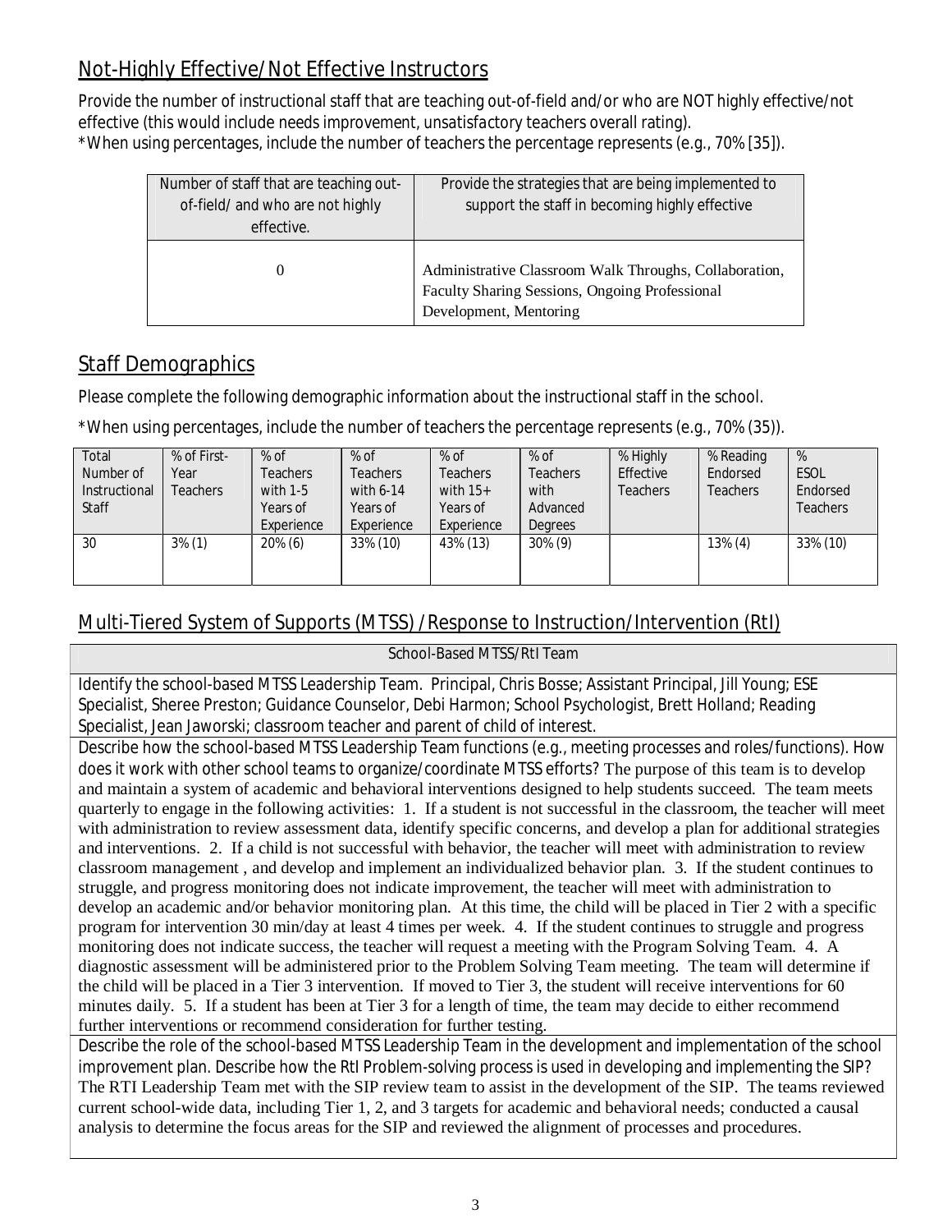## Not-Highly Effective/Not Effective Instructors

Provide the number of instructional staff that are teaching out-of-field and/or who are NOT highly effective/not effective (this would include needs improvement, unsatisfactory teachers overall rating).
*When using percentages, include the number of teachers the percentage represents (e.g., 70% [35]).

| Number of staff that are teaching out-of-field/ and who are not highly effective. | Provide the strategies that are being implemented to support the staff in becoming highly effective |
|---|---|
| 0 | Administrative Classroom Walk Throughs, Collaboration, Faculty Sharing Sessions, Ongoing Professional Development, Mentoring |

## Staff Demographics

Please complete the following demographic information about the instructional staff in the school.

*When using percentages, include the number of teachers the percentage represents (e.g., 70% (35)).

| Total Number of Instructional Staff | % of First-Year Teachers | % of Teachers with 1-5 Years of Experience | % of Teachers with 6-14 Years of Experience | % of Teachers with 15+ Years of Experience | % of Teachers with Advanced Degrees | % Highly Effective Teachers | % Reading Endorsed Teachers | % ESOL Endorsed Teachers |
|---|---|---|---|---|---|---|---|---|
| 30 | 3% (1) | 20% (6) | 33% (10) | 43% (13) | 30% (9) | | 13% (4) | 33% (10) |

## Multi-Tiered System of Supports (MTSS) /Response to Instruction/Intervention (RtI)

**School-Based MTSS/RtI Team**

Identify the school-based MTSS Leadership Team. Principal, Chris Bosse; Assistant Principal, Jill Young; ESE Specialist, Sheree Preston; Guidance Counselor, Debi Harmon; School Psychologist, Brett Holland; Reading Specialist, Jean Jaworski; classroom teacher and parent of child of interest.

Describe how the school-based MTSS Leadership Team functions (e.g., meeting processes and roles/functions). How does it work with other school teams to organize/coordinate MTSS efforts? The purpose of this team is to develop and maintain a system of academic and behavioral interventions designed to help students succeed. The team meets quarterly to engage in the following activities: 1. If a student is not successful in the classroom, the teacher will meet with administration to review assessment data, identify specific concerns, and develop a plan for additional strategies and interventions. 2. If a child is not successful with behavior, the teacher will meet with administration to review classroom management , and develop and implement an individualized behavior plan. 3. If the student continues to struggle, and progress monitoring does not indicate improvement, the teacher will meet with administration to develop an academic and/or behavior monitoring plan. At this time, the child will be placed in Tier 2 with a specific program for intervention 30 min/day at least 4 times per week. 4. If the student continues to struggle and progress monitoring does not indicate success, the teacher will request a meeting with the Program Solving Team. 4. A diagnostic assessment will be administered prior to the Problem Solving Team meeting. The team will determine if the child will be placed in a Tier 3 intervention. If moved to Tier 3, the student will receive interventions for 60 minutes daily. 5. If a student has been at Tier 3 for a length of time, the team may decide to either recommend further interventions or recommend consideration for further testing.

Describe the role of the school-based MTSS Leadership Team in the development and implementation of the school improvement plan. Describe how the RtI Problem-solving process is used in developing and implementing the SIP? The RTI Leadership Team met with the SIP review team to assist in the development of the SIP. The teams reviewed current school-wide data, including Tier 1, 2, and 3 targets for academic and behavioral needs; conducted a causal analysis to determine the focus areas for the SIP and reviewed the alignment of processes and procedures.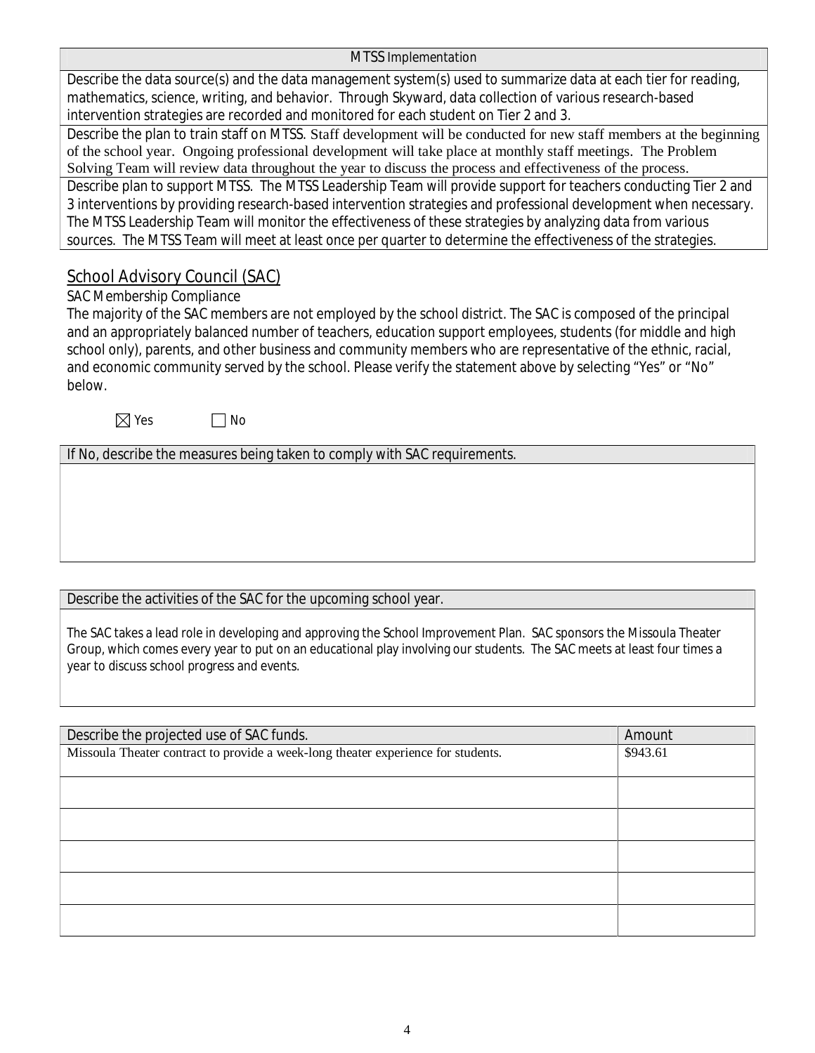| MTSS Implementation |
|---|
| Describe the data source(s) and the data management system(s) used to summarize data at each tier for reading, mathematics, science, writing, and behavior. Through Skyward, data collection of various research-based intervention strategies are recorded and monitored for each student on Tier 2 and 3. |
| Describe the plan to train staff on MTSS. Staff development will be conducted for new staff members at the beginning of the school year. Ongoing professional development will take place at monthly staff meetings. The Problem Solving Team will review data throughout the year to discuss the process and effectiveness of the process. |
| Describe plan to support MTSS. The MTSS Leadership Team will provide support for teachers conducting Tier 2 and 3 interventions by providing research-based intervention strategies and professional development when necessary. The MTSS Leadership Team will monitor the effectiveness of these strategies by analyzing data from various sources. The MTSS Team will meet at least once per quarter to determine the effectiveness of the strategies. |

## School Advisory Council (SAC)

SAC Membership Compliance

The majority of the SAC members are not employed by the school district. The SAC is composed of the principal and an appropriately balanced number of teachers, education support employees, students (for middle and high school only), parents, and other business and community members who are representative of the ethnic, racial, and economic community served by the school. Please verify the statement above by selecting "Yes" or "No" below.

☒ Yes ☐ No

| If No, describe the measures being taken to comply with SAC requirements. |
|---|
| |

| Describe the activities of the SAC for the upcoming school year. |
|---|
| The SAC takes a lead role in developing and approving the School Improvement Plan. SAC sponsors the Missoula Theater Group, which comes every year to put on an educational play involving our students. The SAC meets at least four times a year to discuss school progress and events. |

| Describe the projected use of SAC funds. | Amount |
|---|---|
| Missoula Theater contract to provide a week-long theater experience for students. | $943.61 |
| | |
| | |
| | |
| | |
| | |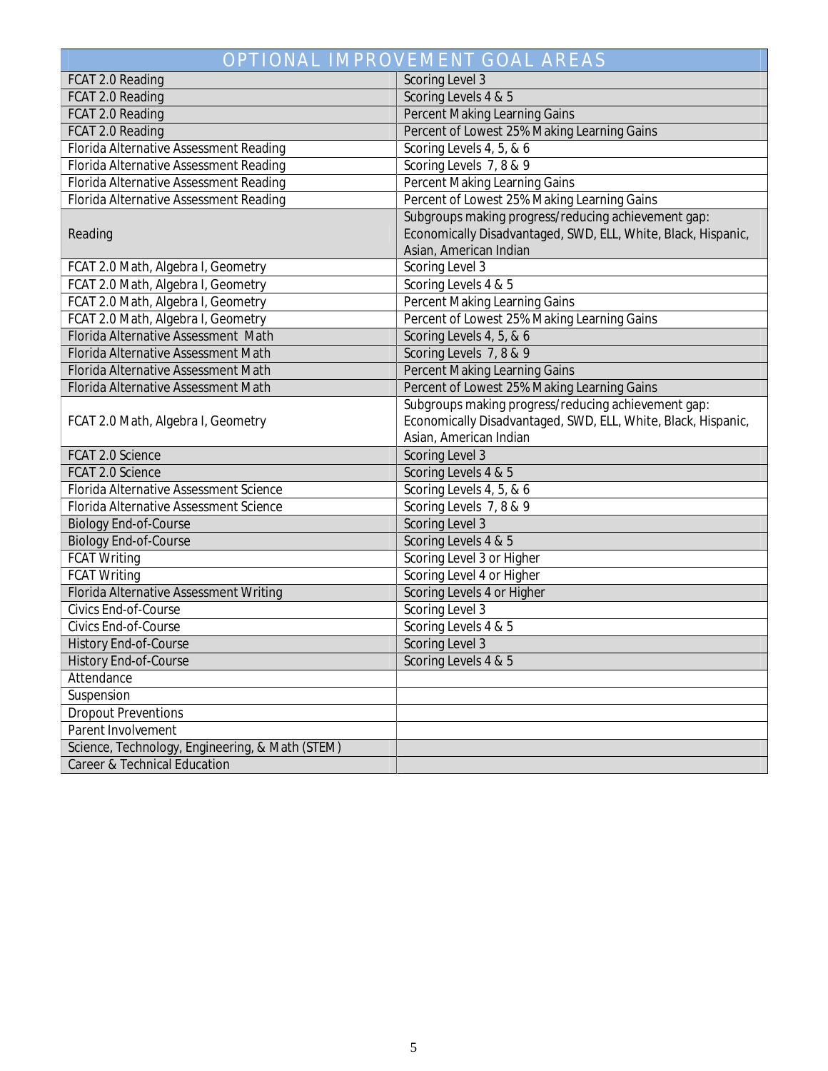| OPTIONAL IMPROVEMENT GOAL AREAS | |
|---|---|
| FCAT 2.0 Reading | Scoring Level 3 |
| FCAT 2.0 Reading | Scoring Levels 4 & 5 |
| FCAT 2.0 Reading | Percent Making Learning Gains |
| FCAT 2.0 Reading | Percent of Lowest 25% Making Learning Gains |
| Florida Alternative Assessment Reading | Scoring Levels 4, 5, & 6 |
| Florida Alternative Assessment Reading | Scoring Levels 7, 8 & 9 |
| Florida Alternative Assessment Reading | Percent Making Learning Gains |
| Florida Alternative Assessment Reading | Percent of Lowest 25% Making Learning Gains |
| Reading | Subgroups making progress/reducing achievement gap: Economically Disadvantaged, SWD, ELL, White, Black, Hispanic, Asian, American Indian |
| FCAT 2.0 Math, Algebra I, Geometry | Scoring Level 3 |
| FCAT 2.0 Math, Algebra I, Geometry | Scoring Levels 4 & 5 |
| FCAT 2.0 Math, Algebra I, Geometry | Percent Making Learning Gains |
| FCAT 2.0 Math, Algebra I, Geometry | Percent of Lowest 25% Making Learning Gains |
| Florida Alternative Assessment Math | Scoring Levels 4, 5, & 6 |
| Florida Alternative Assessment Math | Scoring Levels 7, 8 & 9 |
| Florida Alternative Assessment Math | Percent Making Learning Gains |
| Florida Alternative Assessment Math | Percent of Lowest 25% Making Learning Gains |
| FCAT 2.0 Math, Algebra I, Geometry | Subgroups making progress/reducing achievement gap: Economically Disadvantaged, SWD, ELL, White, Black, Hispanic, Asian, American Indian |
| FCAT 2.0 Science | Scoring Level 3 |
| FCAT 2.0 Science | Scoring Levels 4 & 5 |
| Florida Alternative Assessment Science | Scoring Levels 4, 5, & 6 |
| Florida Alternative Assessment Science | Scoring Levels 7, 8 & 9 |
| Biology End-of-Course | Scoring Level 3 |
| Biology End-of-Course | Scoring Levels 4 & 5 |
| FCAT Writing | Scoring Level 3 or Higher |
| FCAT Writing | Scoring Level 4 or Higher |
| Florida Alternative Assessment Writing | Scoring Levels 4 or Higher |
| Civics End-of-Course | Scoring Level 3 |
| Civics End-of-Course | Scoring Levels 4 & 5 |
| History End-of-Course | Scoring Level 3 |
| History End-of-Course | Scoring Levels 4 & 5 |
| Attendance | |
| Suspension | |
| Dropout Preventions | |
| Parent Involvement | |
| Science, Technology, Engineering, & Math (STEM) | |
| Career & Technical Education | |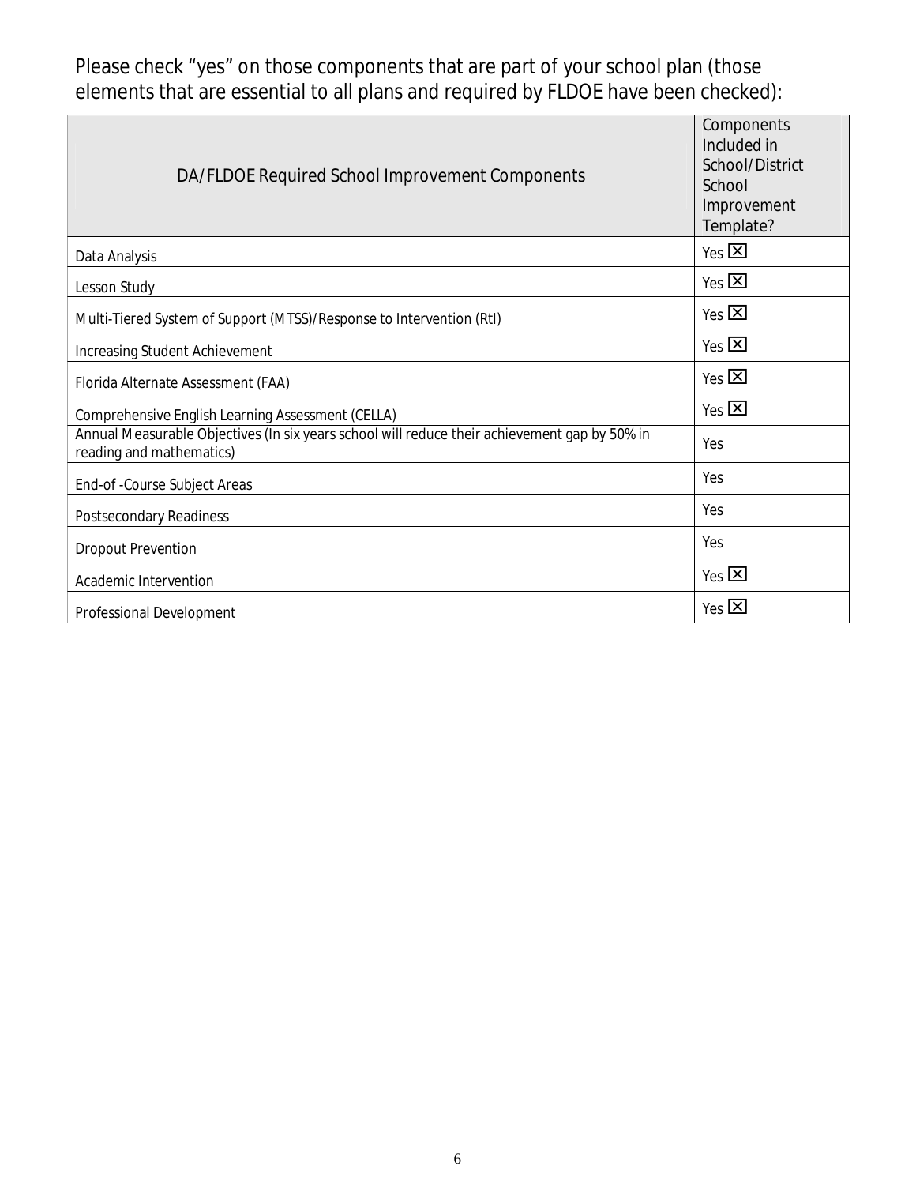Please check "yes" on those components that are part of your school plan (those elements that are essential to all plans and required by FLDOE have been checked):

| DA/FLDOE Required School Improvement Components | Components Included in School/District School Improvement Template? |
| --- | --- |
| Data Analysis | Yes ☒ |
| Lesson Study | Yes ☒ |
| Multi-Tiered System of Support (MTSS)/Response to Intervention (RtI) | Yes ☒ |
| Increasing Student Achievement | Yes ☒ |
| Florida Alternate Assessment (FAA) | Yes ☒ |
| Comprehensive English Learning Assessment (CELLA) | Yes ☒ |
| Annual Measurable Objectives (In six years school will reduce their achievement gap by 50% in reading and mathematics) | Yes |
| End-of -Course Subject Areas | Yes |
| Postsecondary Readiness | Yes |
| Dropout Prevention | Yes |
| Academic Intervention | Yes ☒ |
| Professional Development | Yes ☒ |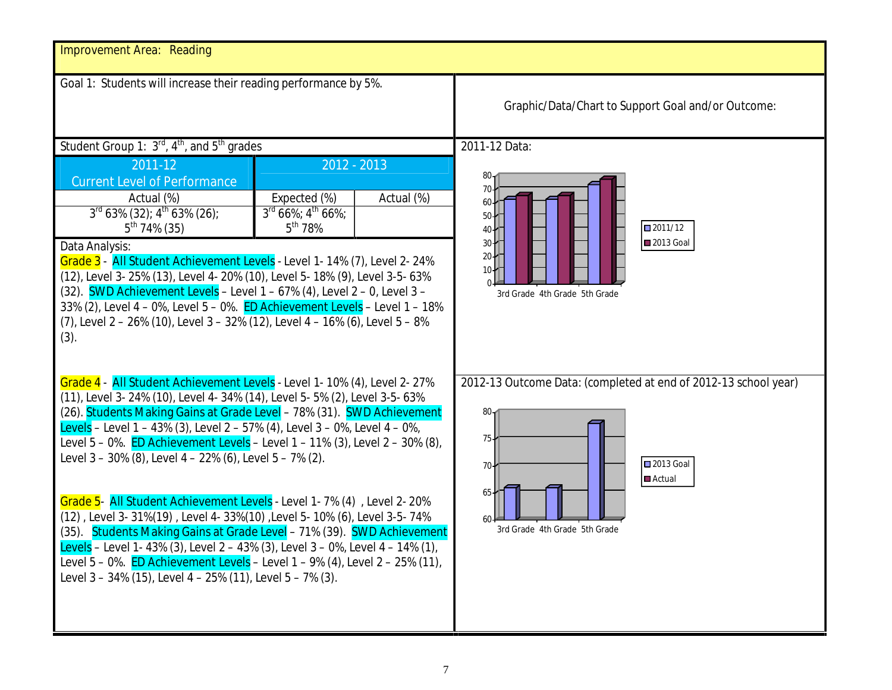**Improvement Area: Reading**

Goal 1: Students will increase their reading performance by 5%.

Graphic/Data/Chart to Support Goal and/or Outcome:

Student Group 1: 3rd, 4th, and 5th grades

| 2011-12 Current Level of Performance | 2012 - 2013 | |
|---|---|---|
| Actual (%) | Expected (%) | Actual (%) |
| 3rd 63% (32); 4th 63% (26); 5th 74% (35) | 3rd 66%; 4th 66%; 5th 78% | |

2011-12 Data:

| | 2011/12 | 2013 Goal |
|---|---|---|
| 3rd Grade | 63 | 66 |
| 4th Grade | 63 | 66 |
| 5th Grade | 74 | 78 |

Data Analysis:

Grade 3 - All Student Achievement Levels - Level 1- 14% (7), Level 2- 24% (12), Level 3- 25% (13), Level 4- 20% (10), Level 5- 18% (9), Level 3-5- 63% (32). SWD Achievement Levels – Level 1 – 67% (4), Level 2 – 0, Level 3 – 33% (2), Level 4 – 0%, Level 5 – 0%. ED Achievement Levels – Level 1 – 18% (7), Level 2 – 26% (10), Level 3 – 32% (12), Level 4 – 16% (6), Level 5 – 8% (3).

Grade 4 - All Student Achievement Levels - Level 1- 10% (4), Level 2- 27% (11), Level 3- 24% (10), Level 4- 34% (14), Level 5- 5% (2), Level 3-5- 63% (26). Students Making Gains at Grade Level – 78% (31). SWD Achievement Levels – Level 1 – 43% (3), Level 2 – 57% (4), Level 3 – 0%, Level 4 – 0%, Level 5 – 0%. ED Achievement Levels – Level 1 – 11% (3), Level 2 – 30% (8), Level 3 – 30% (8), Level 4 – 22% (6), Level 5 – 7% (2).

Grade 5- All Student Achievement Levels - Level 1- 7% (4) , Level 2- 20% (12) , Level 3- 31%(19) , Level 4- 33%(10) ,Level 5- 10% (6), Level 3-5- 74% (35). Students Making Gains at Grade Level – 71% (39). SWD Achievement Levels – Level 1- 43% (3), Level 2 – 43% (3), Level 3 – 0%, Level 4 – 14% (1), Level 5 – 0%. ED Achievement Levels – Level 1 – 9% (4), Level 2 – 25% (11), Level 3 – 34% (15), Level 4 – 25% (11), Level 5 – 7% (3).

2012-13 Outcome Data: (completed at end of 2012-13 school year)

| | 2013 Goal | Actual |
|---|---|---|
| 3rd Grade | 66 | |
| 4th Grade | 66 | |
| 5th Grade | 78 | |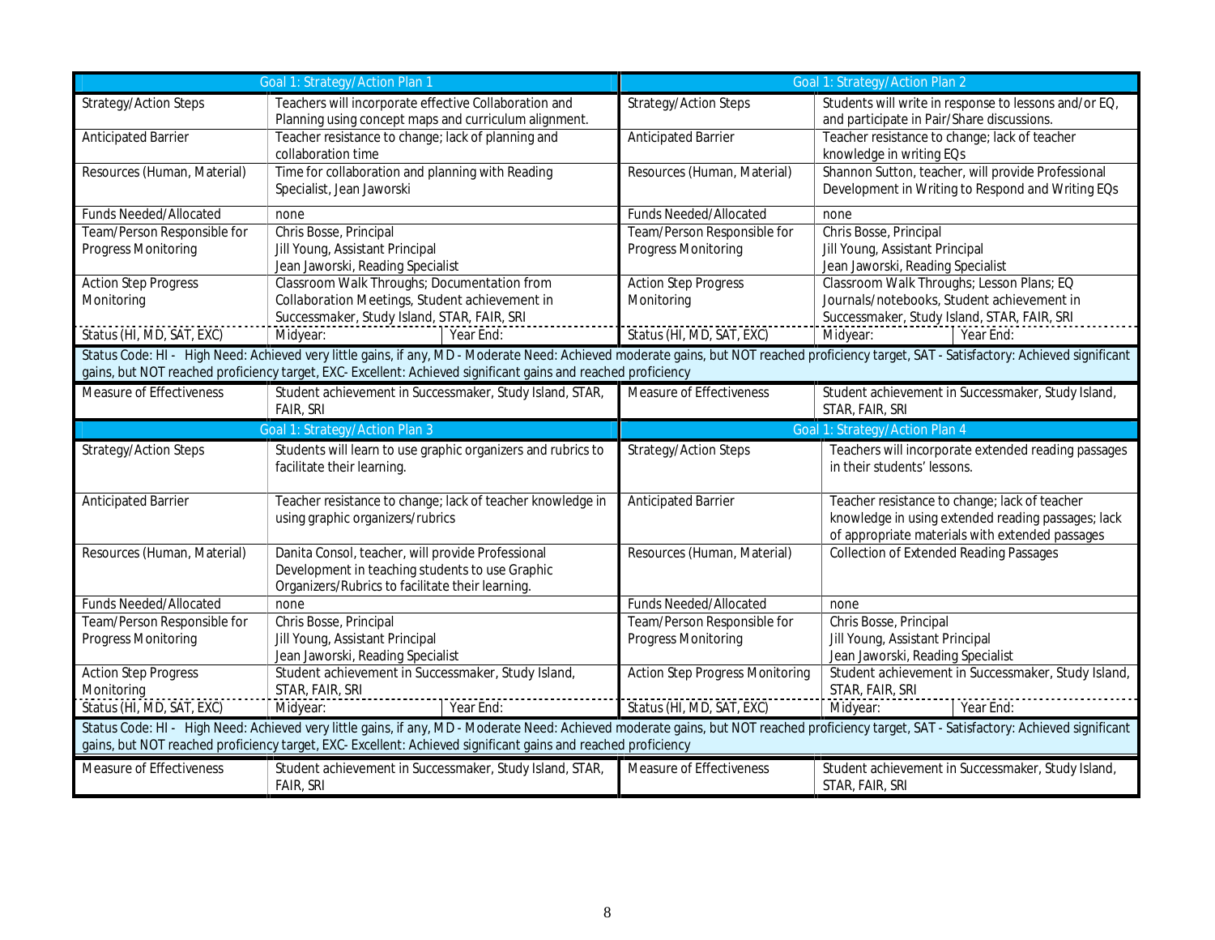| Goal 1: Strategy/Action Plan 1 | | | Goal 1: Strategy/Action Plan 2 | | |
|---|---|---|---|---|---|
| Strategy/Action Steps | Teachers will incorporate effective Collaboration and Planning using concept maps and curriculum alignment. | | Strategy/Action Steps | Students will write in response to lessons and/or EQ, and participate in Pair/Share discussions. | |
| Anticipated Barrier | Teacher resistance to change; lack of planning and collaboration time | | Anticipated Barrier | Teacher resistance to change; lack of teacher knowledge in writing EQs | |
| Resources (Human, Material) | Time for collaboration and planning with Reading Specialist, Jean Jaworski | | Resources (Human, Material) | Shannon Sutton, teacher, will provide Professional Development in Writing to Respond and Writing EQs | |
| Funds Needed/Allocated | none | | Funds Needed/Allocated | none | |
| Team/Person Responsible for Progress Monitoring | Chris Bosse, Principal<br>Jill Young, Assistant Principal<br>Jean Jaworski, Reading Specialist | | Team/Person Responsible for Progress Monitoring | Chris Bosse, Principal<br>Jill Young, Assistant Principal<br>Jean Jaworski, Reading Specialist | |
| Action Step Progress Monitoring | Classroom Walk Throughs; Documentation from Collaboration Meetings, Student achievement in Successmaker, Study Island, STAR, FAIR, SRI | | Action Step Progress Monitoring | Classroom Walk Throughs; Lesson Plans; EQ Journals/notebooks, Student achievement in Successmaker, Study Island, STAR, FAIR, SRI | |
| Status (HI, MD, SAT, EXC) | Midyear: | Year End: | Status (HI, MD, SAT, EXC) | Midyear: | Year End: |
| Status Code: HI - High Need: Achieved very little gains, if any, MD - Moderate Need: Achieved moderate gains, but NOT reached proficiency target, SAT - Satisfactory: Achieved significant gains, but NOT reached proficiency target, EXC- Excellent: Achieved significant gains and reached proficiency | | | | | |
| Measure of Effectiveness | Student achievement in Successmaker, Study Island, STAR, FAIR, SRI | | Measure of Effectiveness | Student achievement in Successmaker, Study Island, STAR, FAIR, SRI | |
| **Goal 1: Strategy/Action Plan 3** | | | **Goal 1: Strategy/Action Plan 4** | | |
| Strategy/Action Steps | Students will learn to use graphic organizers and rubrics to facilitate their learning. | | Strategy/Action Steps | Teachers will incorporate extended reading passages in their students' lessons. | |
| Anticipated Barrier | Teacher resistance to change; lack of teacher knowledge in using graphic organizers/rubrics | | Anticipated Barrier | Teacher resistance to change; lack of teacher knowledge in using extended reading passages; lack of appropriate materials with extended passages | |
| Resources (Human, Material) | Danita Consol, teacher, will provide Professional Development in teaching students to use Graphic Organizers/Rubrics to facilitate their learning. | | Resources (Human, Material) | Collection of Extended Reading Passages | |
| Funds Needed/Allocated | none | | Funds Needed/Allocated | none | |
| Team/Person Responsible for Progress Monitoring | Chris Bosse, Principal<br>Jill Young, Assistant Principal<br>Jean Jaworski, Reading Specialist | | Team/Person Responsible for Progress Monitoring | Chris Bosse, Principal<br>Jill Young, Assistant Principal<br>Jean Jaworski, Reading Specialist | |
| Action Step Progress Monitoring | Student achievement in Successmaker, Study Island, STAR, FAIR, SRI | | Action Step Progress Monitoring | Student achievement in Successmaker, Study Island, STAR, FAIR, SRI | |
| Status (HI, MD, SAT, EXC) | Midyear: | Year End: | Status (HI, MD, SAT, EXC) | Midyear: | Year End: |
| Status Code: HI - High Need: Achieved very little gains, if any, MD - Moderate Need: Achieved moderate gains, but NOT reached proficiency target, SAT - Satisfactory: Achieved significant gains, but NOT reached proficiency target, EXC- Excellent: Achieved significant gains and reached proficiency | | | | | |
| Measure of Effectiveness | Student achievement in Successmaker, Study Island, STAR, FAIR, SRI | | Measure of Effectiveness | Student achievement in Successmaker, Study Island, STAR, FAIR, SRI | |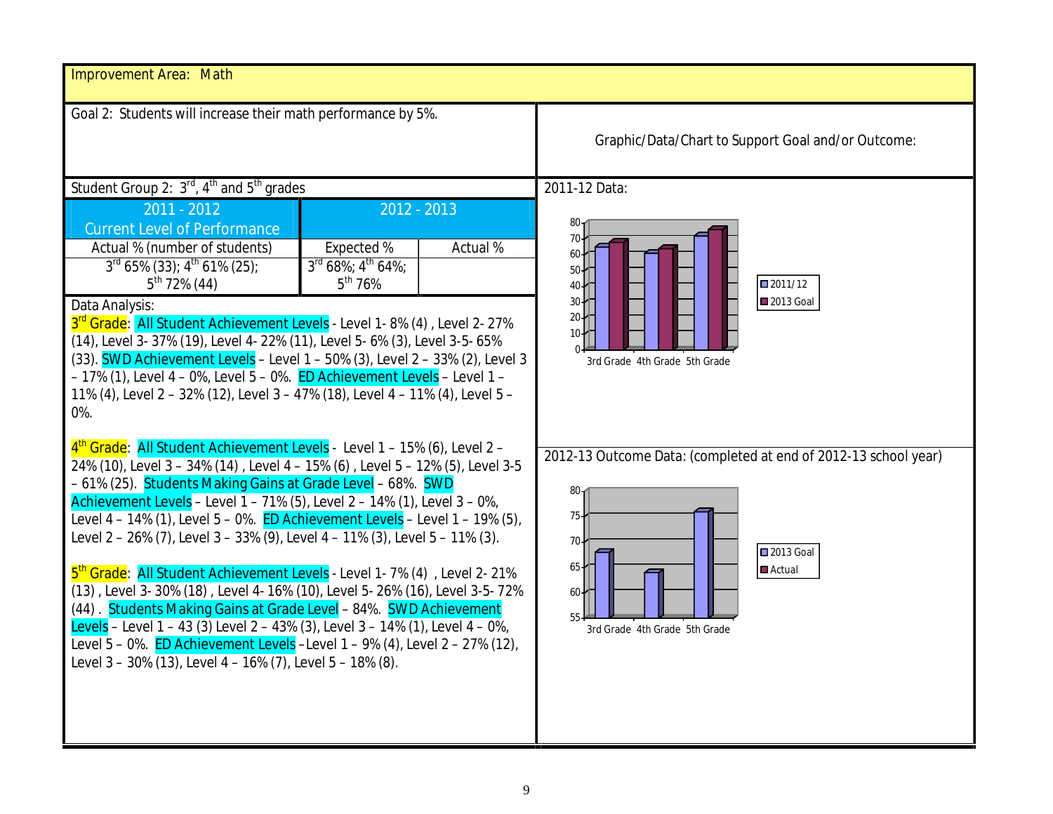**Improvement Area: Math**

Goal 2: Students will increase their math performance by 5%.

Graphic/Data/Chart to Support Goal and/or Outcome:

Student Group 2: 3rd, 4th and 5th grades

| 2011 - 2012 Current Level of Performance | 2012 - 2013 | |
|---|---|---|
| Actual % (number of students) | Expected % | Actual % |
| 3rd 65% (33); 4th 61% (25); 5th 72% (44) | 3rd 68%; 4th 64%; 5th 76% | |

Data Analysis:

3rd Grade: All Student Achievement Levels - Level 1- 8% (4) , Level 2- 27% (14), Level 3- 37% (19), Level 4- 22% (11), Level 5- 6% (3), Level 3-5- 65% (33). SWD Achievement Levels – Level 1 – 50% (3), Level 2 – 33% (2), Level 3 – 17% (1), Level 4 – 0%, Level 5 – 0%. ED Achievement Levels – Level 1 – 11% (4), Level 2 – 32% (12), Level 3 – 47% (18), Level 4 – 11% (4), Level 5 – 0%.

4th Grade: All Student Achievement Levels - Level 1 – 15% (6), Level 2 – 24% (10), Level 3 – 34% (14) , Level 4 – 15% (6) , Level 5 – 12% (5), Level 3-5 – 61% (25). Students Making Gains at Grade Level – 68%. SWD Achievement Levels – Level 1 – 71% (5), Level 2 – 14% (1), Level 3 – 0%, Level 4 – 14% (1), Level 5 – 0%. ED Achievement Levels – Level 1 – 19% (5), Level 2 – 26% (7), Level 3 – 33% (9), Level 4 – 11% (3), Level 5 – 11% (3).

5th Grade: All Student Achievement Levels - Level 1- 7% (4) , Level 2- 21% (13) , Level 3- 30% (18) , Level 4- 16% (10), Level 5- 26% (16), Level 3-5- 72% (44) . Students Making Gains at Grade Level – 84%. SWD Achievement Levels – Level 1 – 43 (3) Level 2 – 43% (3), Level 3 – 14% (1), Level 4 – 0%, Level 5 – 0%. ED Achievement Levels –Level 1 – 9% (4), Level 2 – 27% (12), Level 3 – 30% (13), Level 4 – 16% (7), Level 5 – 18% (8).

2011-12 Data:

2012-13 Outcome Data: (completed at end of 2012-13 school year)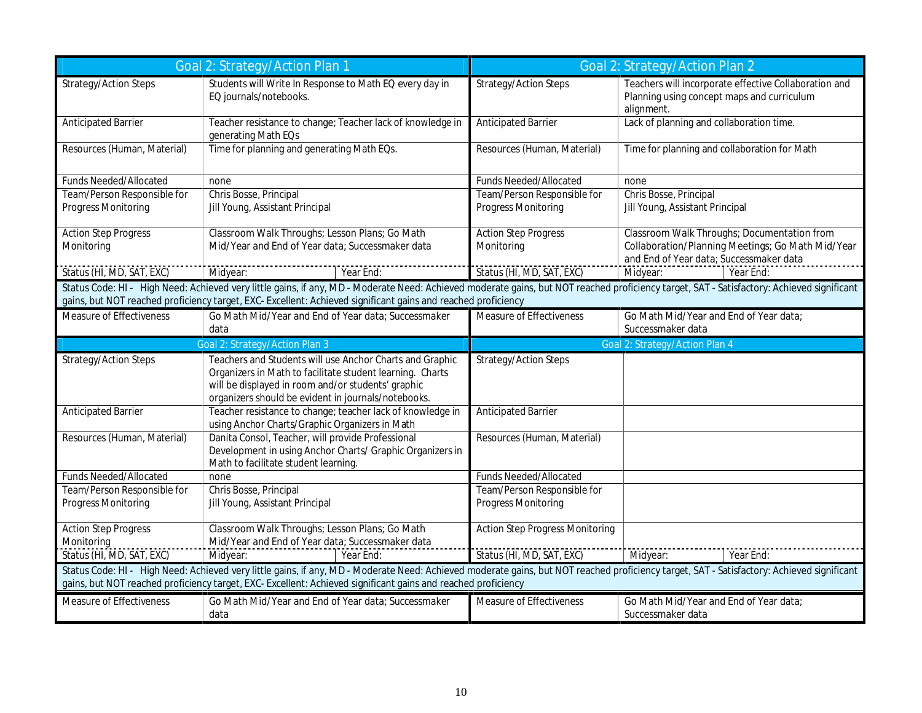| Goal 2: Strategy/Action Plan 1 | | | Goal 2: Strategy/Action Plan 2 | | |
|---|---|---|---|---|---|
| Strategy/Action Steps | Students will Write In Response to Math EQ every day in EQ journals/notebooks. | | Strategy/Action Steps | Teachers will incorporate effective Collaboration and Planning using concept maps and curriculum alignment. | |
| Anticipated Barrier | Teacher resistance to change; Teacher lack of knowledge in generating Math EQs | | Anticipated Barrier | Lack of planning and collaboration time. | |
| Resources (Human, Material) | Time for planning and generating Math EQs. | | Resources (Human, Material) | Time for planning and collaboration for Math | |
| Funds Needed/Allocated | none | | Funds Needed/Allocated | none | |
| Team/Person Responsible for Progress Monitoring | Chris Bosse, Principal<br>Jill Young, Assistant Principal | | Team/Person Responsible for Progress Monitoring | Chris Bosse, Principal<br>Jill Young, Assistant Principal | |
| Action Step Progress Monitoring | Classroom Walk Throughs; Lesson Plans; Go Math Mid/Year and End of Year data; Successmaker data | | Action Step Progress Monitoring | Classroom Walk Throughs; Documentation from Collaboration/Planning Meetings; Go Math Mid/Year and End of Year data; Successmaker data | |
| Status (HI, MD, SAT, EXC) | Midyear: | Year End: | Status (HI, MD, SAT, EXC) | Midyear: | Year End: |
| Status Code: HI - High Need: Achieved very little gains, if any, MD - Moderate Need: Achieved moderate gains, but NOT reached proficiency target, SAT - Satisfactory: Achieved significant gains, but NOT reached proficiency target, EXC- Excellent: Achieved significant gains and reached proficiency | | | | | |
| Measure of Effectiveness | Go Math Mid/Year and End of Year data; Successmaker data | | Measure of Effectiveness | Go Math Mid/Year and End of Year data; Successmaker data | |

| Goal 2: Strategy/Action Plan 3 | | | Goal 2: Strategy/Action Plan 4 | | |
|---|---|---|---|---|---|
| Strategy/Action Steps | Teachers and Students will use Anchor Charts and Graphic Organizers in Math to facilitate student learning. Charts will be displayed in room and/or students' graphic organizers should be evident in journals/notebooks. | | Strategy/Action Steps | | |
| Anticipated Barrier | Teacher resistance to change; teacher lack of knowledge in using Anchor Charts/Graphic Organizers in Math | | Anticipated Barrier | | |
| Resources (Human, Material) | Danita Consol, Teacher, will provide Professional Development in using Anchor Charts/ Graphic Organizers in Math to facilitate student learning. | | Resources (Human, Material) | | |
| Funds Needed/Allocated | none | | Funds Needed/Allocated | | |
| Team/Person Responsible for Progress Monitoring | Chris Bosse, Principal<br>Jill Young, Assistant Principal | | Team/Person Responsible for Progress Monitoring | | |
| Action Step Progress Monitoring | Classroom Walk Throughs; Lesson Plans; Go Math Mid/Year and End of Year data; Successmaker data | | Action Step Progress Monitoring | | |
| Status (HI, MD, SAT, EXC) | Midyear: | Year End: | Status (HI, MD, SAT, EXC) | Midyear: | Year End: |
| Status Code: HI - High Need: Achieved very little gains, if any, MD - Moderate Need: Achieved moderate gains, but NOT reached proficiency target, SAT - Satisfactory: Achieved significant gains, but NOT reached proficiency target, EXC- Excellent: Achieved significant gains and reached proficiency | | | | | |
| Measure of Effectiveness | Go Math Mid/Year and End of Year data; Successmaker data | | Measure of Effectiveness | Go Math Mid/Year and End of Year data; Successmaker data | |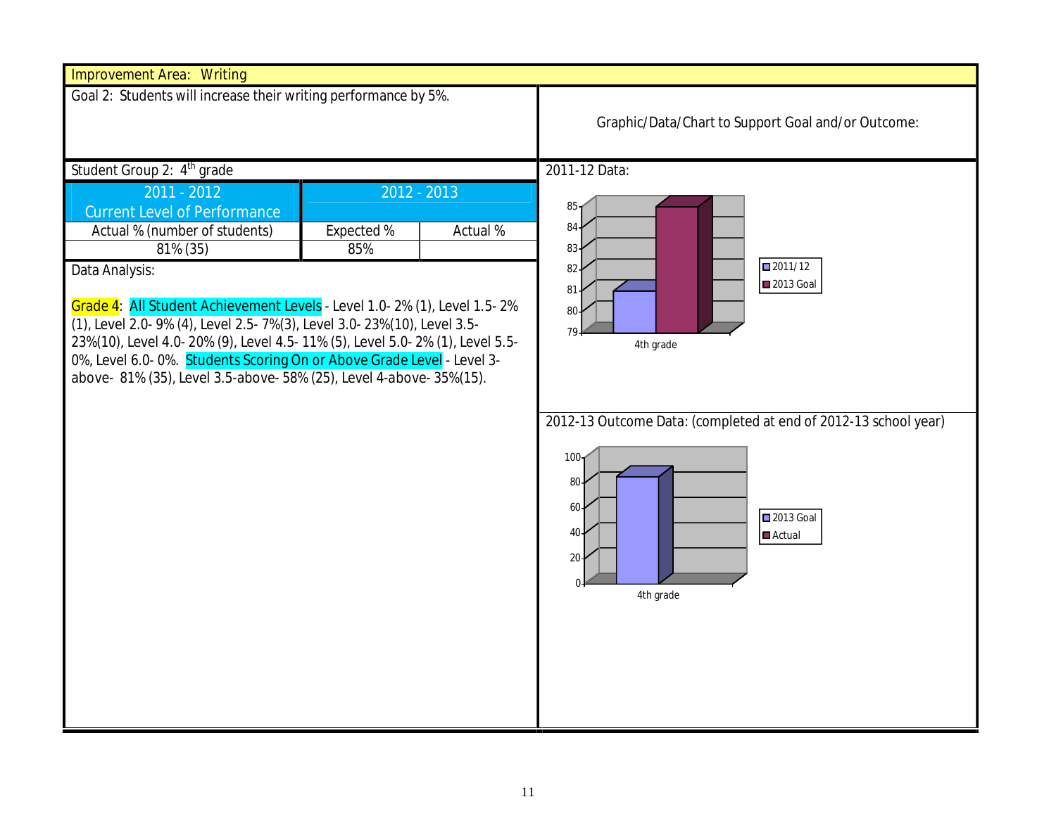Improvement Area: Writing

Goal 2: Students will increase their writing performance by 5%.

Graphic/Data/Chart to Support Goal and/or Outcome:

Student Group 2: 4th grade

| 2011 - 2012 Current Level of Performance | 2012 - 2013 | |
|---|---|---|
| Actual % (number of students) | Expected % | Actual % |
| 81% (35) | 85% | |

Data Analysis:

Grade 4: All Student Achievement Levels - Level 1.0- 2% (1), Level 1.5- 2% (1), Level 2.0- 9% (4), Level 2.5- 7%(3), Level 3.0- 23%(10), Level 3.5- 23%(10), Level 4.0- 20% (9), Level 4.5- 11% (5), Level 5.0- 2% (1), Level 5.5- 0%, Level 6.0- 0%. Students Scoring On or Above Grade Level - Level 3-above- 81% (35), Level 3.5-above- 58% (25), Level 4-above- 35%(15).

2011-12 Data:

| | 2011/12 | 2013 Goal |
|---|---|---|
| 4th grade | 81 | 85 |

2012-13 Outcome Data: (completed at end of 2012-13 school year)

| | 2013 Goal | Actual |
|---|---|---|
| 4th grade | 85 | |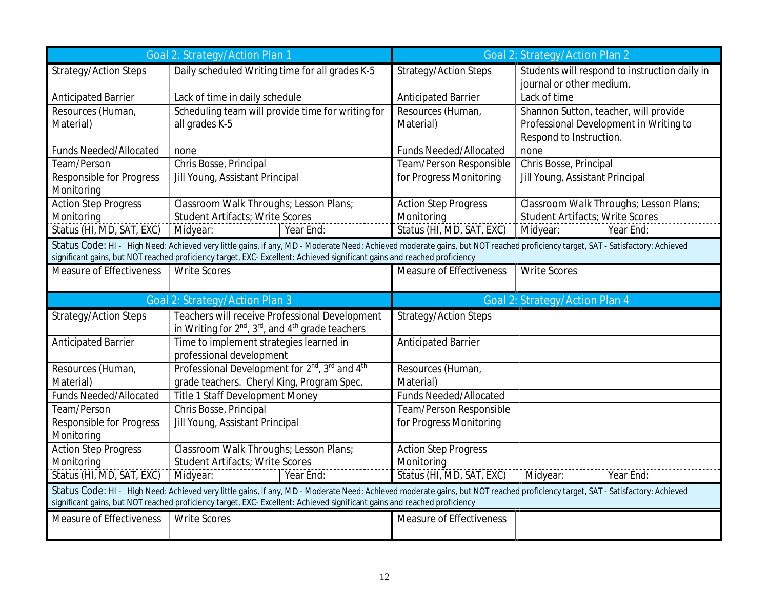| Goal 2: Strategy/Action Plan 1 | | |
|---|---|---|
| Strategy/Action Steps | Daily scheduled Writing time for all grades K-5 | |
| Anticipated Barrier | Lack of time in daily schedule | |
| Resources (Human, Material) | Scheduling team will provide time for writing for all grades K-5 | |
| Funds Needed/Allocated | none | |
| Team/Person Responsible for Progress Monitoring | Chris Bosse, Principal<br>Jill Young, Assistant Principal | |
| Action Step Progress Monitoring | Classroom Walk Throughs; Lesson Plans; Student Artifacts; Write Scores | |
| Status (HI, MD, SAT, EXC) | Midyear: | Year End: |
| Status Code: HI - High Need: Achieved very little gains, if any, MD - Moderate Need: Achieved moderate gains, but NOT reached proficiency target, SAT - Satisfactory: Achieved significant gains, but NOT reached proficiency target, EXC- Excellent: Achieved significant gains and reached proficiency | | |
| Measure of Effectiveness | Write Scores | |

| Goal 2: Strategy/Action Plan 2 | | |
|---|---|---|
| Strategy/Action Steps | Students will respond to instruction daily in journal or other medium. | |
| Anticipated Barrier | Lack of time | |
| Resources (Human, Material) | Shannon Sutton, teacher, will provide Professional Development in Writing to Respond to Instruction. | |
| Funds Needed/Allocated | none | |
| Team/Person Responsible for Progress Monitoring | Chris Bosse, Principal<br>Jill Young, Assistant Principal | |
| Action Step Progress Monitoring | Classroom Walk Throughs; Lesson Plans; Student Artifacts; Write Scores | |
| Status (HI, MD, SAT, EXC) | Midyear: | Year End: |
| Status Code: HI - High Need: Achieved very little gains, if any, MD - Moderate Need: Achieved moderate gains, but NOT reached proficiency target, SAT - Satisfactory: Achieved significant gains, but NOT reached proficiency target, EXC- Excellent: Achieved significant gains and reached proficiency | | |
| Measure of Effectiveness | Write Scores | |

| Goal 2: Strategy/Action Plan 3 | | |
|---|---|---|
| Strategy/Action Steps | Teachers will receive Professional Development in Writing for 2nd, 3rd, and 4th grade teachers | |
| Anticipated Barrier | Time to implement strategies learned in professional development | |
| Resources (Human, Material) | Professional Development for 2nd, 3rd and 4th grade teachers. Cheryl King, Program Spec. | |
| Funds Needed/Allocated | Title 1 Staff Development Money | |
| Team/Person Responsible for Progress Monitoring | Chris Bosse, Principal<br>Jill Young, Assistant Principal | |
| Action Step Progress Monitoring | Classroom Walk Throughs; Lesson Plans; Student Artifacts; Write Scores | |
| Status (HI, MD, SAT, EXC) | Midyear: | Year End: |
| Status Code: HI - High Need: Achieved very little gains, if any, MD - Moderate Need: Achieved moderate gains, but NOT reached proficiency target, SAT - Satisfactory: Achieved significant gains, but NOT reached proficiency target, EXC- Excellent: Achieved significant gains and reached proficiency | | |
| Measure of Effectiveness | Write Scores | |

| Goal 2: Strategy/Action Plan 4 | | |
|---|---|---|
| Strategy/Action Steps | | |
| Anticipated Barrier | | |
| Resources (Human, Material) | | |
| Funds Needed/Allocated | | |
| Team/Person Responsible for Progress Monitoring | | |
| Action Step Progress Monitoring | | |
| Status (HI, MD, SAT, EXC) | Midyear: | Year End: |
| Status Code: HI - High Need: Achieved very little gains, if any, MD - Moderate Need: Achieved moderate gains, but NOT reached proficiency target, SAT - Satisfactory: Achieved significant gains, but NOT reached proficiency target, EXC- Excellent: Achieved significant gains and reached proficiency | | |
| Measure of Effectiveness | | |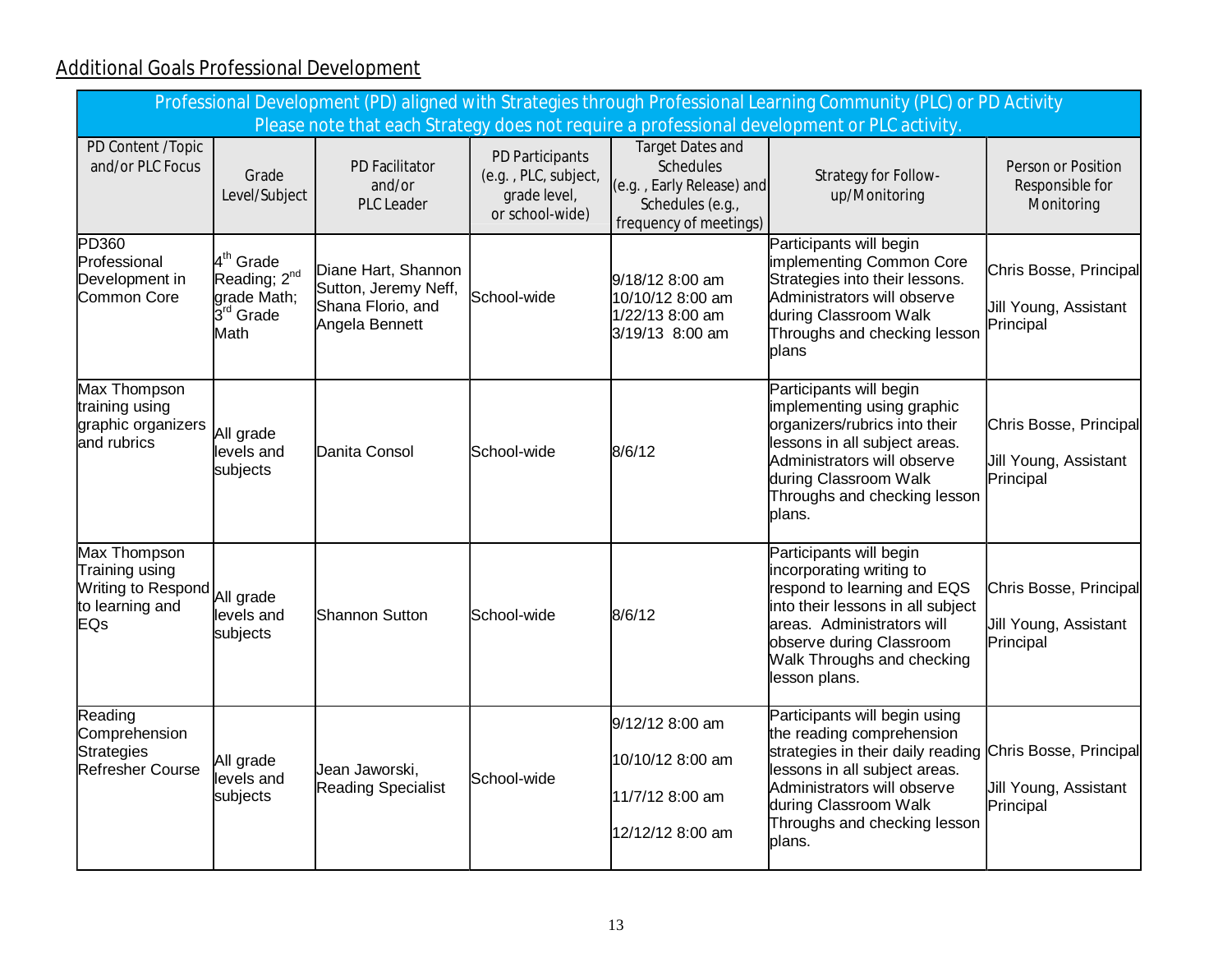## Additional Goals Professional Development

| Professional Development (PD) aligned with Strategies through Professional Learning Community (PLC) or PD Activity<br>Please note that each Strategy does not require a professional development or PLC activity. | | | | | | |
|---|---|---|---|---|---|---|
| PD Content /Topic and/or PLC Focus | Grade Level/Subject | PD Facilitator and/or PLC Leader | PD Participants (e.g. , PLC, subject, grade level, or school-wide) | Target Dates and Schedules (e.g. , Early Release) and Schedules (e.g., frequency of meetings) | Strategy for Follow-up/Monitoring | Person or Position Responsible for Monitoring |
| PD360 Professional Development in Common Core | 4th Grade Reading; 2nd grade Math; 3rd Grade Math | Diane Hart, Shannon Sutton, Jeremy Neff, Shana Florio, and Angela Bennett | School-wide | 9/18/12 8:00 am<br>10/10/12 8:00 am<br>1/22/13 8:00 am<br>3/19/13 8:00 am | Participants will begin implementing Common Core Strategies into their lessons. Administrators will observe during Classroom Walk Throughs and checking lesson plans | Chris Bosse, Principal<br>Jill Young, Assistant Principal |
| Max Thompson training using graphic organizers and rubrics | All grade levels and subjects | Danita Consol | School-wide | 8/6/12 | Participants will begin implementing using graphic organizers/rubrics into their lessons in all subject areas. Administrators will observe during Classroom Walk Throughs and checking lesson plans. | Chris Bosse, Principal<br>Jill Young, Assistant Principal |
| Max Thompson Training using Writing to Respond to learning and EQs | All grade levels and subjects | Shannon Sutton | School-wide | 8/6/12 | Participants will begin incorporating writing to respond to learning and EQS into their lessons in all subject areas. Administrators will observe during Classroom Walk Throughs and checking lesson plans. | Chris Bosse, Principal<br>Jill Young, Assistant Principal |
| Reading Comprehension Strategies Refresher Course | All grade levels and subjects | Jean Jaworski, Reading Specialist | School-wide | 9/12/12 8:00 am<br>10/10/12 8:00 am<br>11/7/12 8:00 am<br>12/12/12 8:00 am | Participants will begin using the reading comprehension strategies in their daily reading lessons in all subject areas. Administrators will observe during Classroom Walk Throughs and checking lesson plans. | Chris Bosse, Principal<br>Jill Young, Assistant Principal |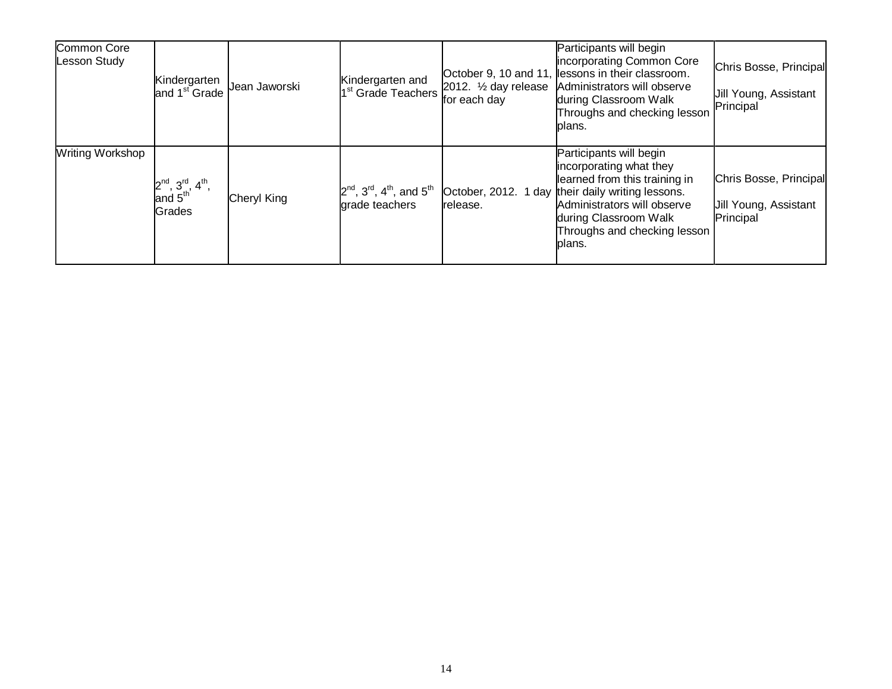| | | | | | | |
|---|---|---|---|---|---|---|
| Common Core Lesson Study | Kindergarten and 1st Grade | Jean Jaworski | Kindergarten and 1st Grade Teachers | October 9, 10 and 11, 2012. ½ day release for each day | Participants will begin incorporating Common Core lessons in their classroom. Administrators will observe during Classroom Walk Throughs and checking lesson plans. | Chris Bosse, Principal<br><br>Jill Young, Assistant Principal |
| Writing Workshop | 2nd, 3rd, 4th, and 5th Grades | Cheryl King | 2nd, 3rd, 4th, and 5th grade teachers | October, 2012. 1 day release. | Participants will begin incorporating what they learned from this training in their daily writing lessons. Administrators will observe during Classroom Walk Throughs and checking lesson plans. | Chris Bosse, Principal<br><br>Jill Young, Assistant Principal |